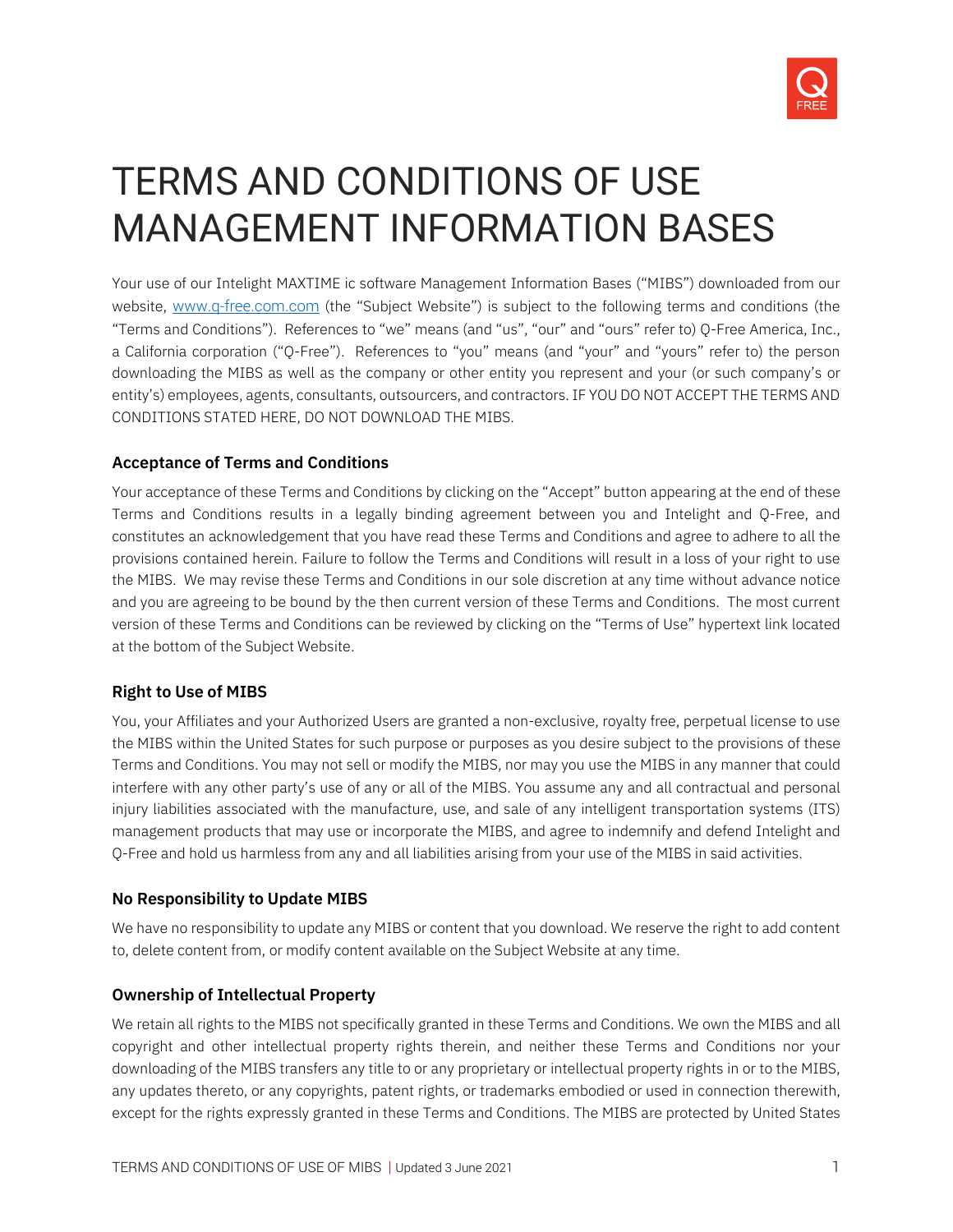# TERMS AND CONDITIONS OF USE MANAGEMENT INFORMATION BASES

Your use of our Intelight MAXTIME ic software Management Information Bases ("MIBS") downloaded from our website, [www.q-free.com.com](www.q-free.com.com) (the "Subject Website") is subject to the following terms and conditions (the "Terms and Conditions"). References to "we" means (and "us", "our" and "ours" refer to) Q-Free America, Inc., a California corporation ("Q-Free"). References to "you" means (and "your" and "yours" refer to) the person downloading the MIBS as well as the company or other entity you represent and your (or such company's or entity's) employees, agents, consultants, outsourcers, and contractors. IF YOU DO NOT ACCEPT THE TERMS AND CONDITIONS STATED HERE, DO NOT DOWNLOAD THE MIBS.

### Acceptance of Terms and Conditions

Your acceptance of these Terms and Conditions by clicking on the "Accept" button appearing at the end of these Terms and Conditions results in a legally binding agreement between you and Intelight and Q-Free, and constitutes an acknowledgement that you have read these Terms and Conditions and agree to adhere to all the provisions contained herein. Failure to follow the Terms and Conditions will result in a loss of your right to use the MIBS. We may revise these Terms and Conditions in our sole discretion at any time without advance notice and you are agreeing to be bound by the then current version of these Terms and Conditions. The most current version of these Terms and Conditions can be reviewed by clicking on the "Terms of Use" hypertext link located at the bottom of the Subject Website.

### Right to Use of MIBS

You, your Affiliates and your Authorized Users are granted a non-exclusive, royalty free, perpetual license to use the MIBS within the United States for such purpose or purposes as you desire subject to the provisions of these Terms and Conditions. You may not sell or modify the MIBS, nor may you use the MIBS in any manner that could interfere with any other party's use of any or all of the MIBS. You assume any and all contractual and personal injury liabilities associated with the manufacture, use, and sale of any intelligent transportation systems (ITS) management products that may use or incorporate the MIBS, and agree to indemnify and defend Intelight and Q-Free and hold us harmless from any and all liabilities arising from your use of the MIBS in said activities.

### No Responsibility to Update MIBS

We have no responsibility to update any MIBS or content that you download. We reserve the right to add content to, delete content from, or modify content available on the Subject Website at any time.

### Ownership of Intellectual Property

We retain all rights to the MIBS not specifically granted in these Terms and Conditions. We own the MIBS and all copyright and other intellectual property rights therein, and neither these Terms and Conditions nor your downloading of the MIBS transfers any title to or any proprietary or intellectual property rights in or to the MIBS, any updates thereto, or any copyrights, patent rights, or trademarks embodied or used in connection therewith, except for the rights expressly granted in these Terms and Conditions. The MIBS are protected by United States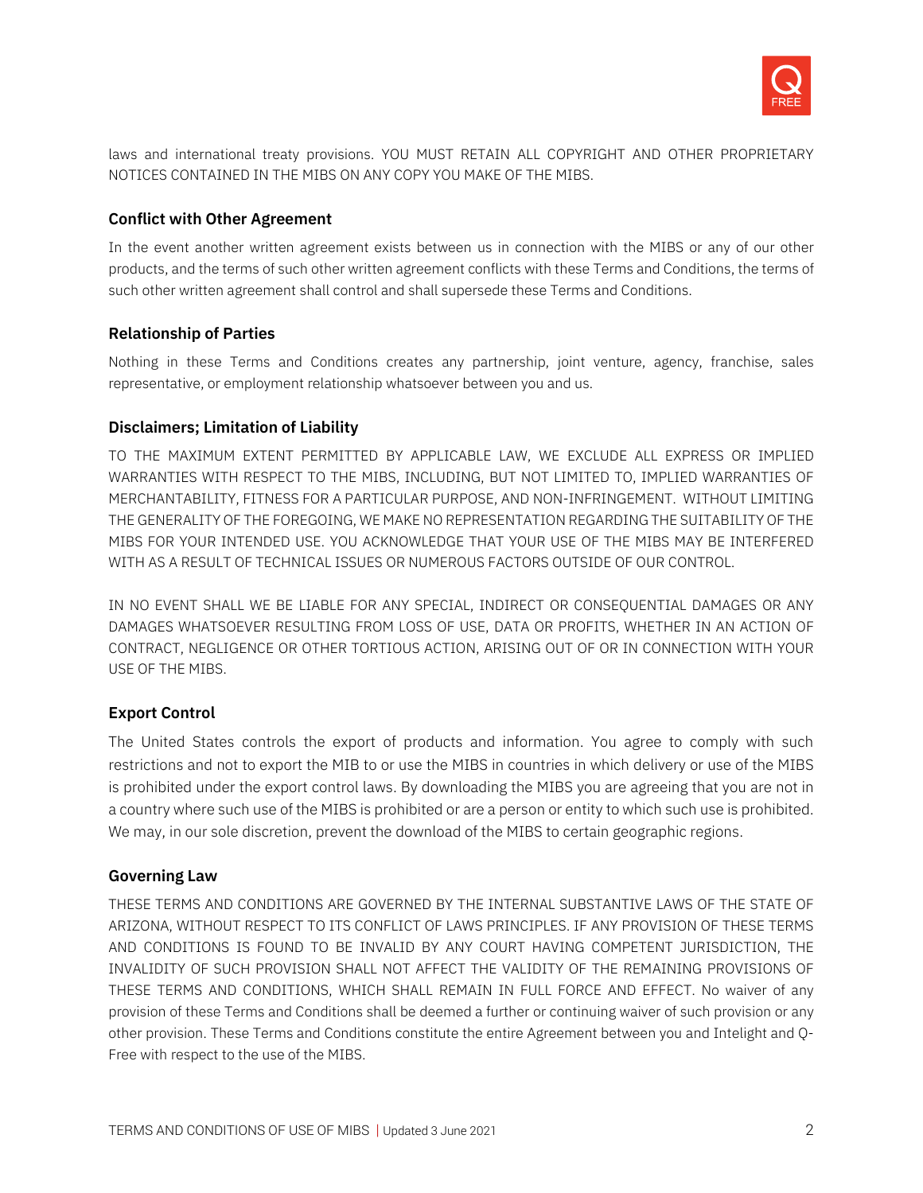laws and international treaty provisions. YOU MUST RETAIN ALL COPYRIGHT AND OTHER PROPRIETARY NOTICES CONTAINED IN THE MIBS ON ANY COPY YOU MAKE OF THE MIBS.

### Conflict with Other Agreement

In the event another written agreement exists between us in connection with the MIBS or any of our other products, and the terms of such other written agreement conflicts with these Terms and Conditions, the terms of such other written agreement shall control and shall supersede these Terms and Conditions.

### Relationship of Parties

Nothing in these Terms and Conditions creates any partnership, joint venture, agency, franchise, sales representative, or employment relationship whatsoever between you and us.

### Disclaimers; Limitation of Liability

TO THE MAXIMUM EXTENT PERMITTED BY APPLICABLE LAW, WE EXCLUDE ALL EXPRESS OR IMPLIED WARRANTIES WITH RESPECT TO THE MIBS, INCLUDING, BUT NOT LIMITED TO, IMPLIED WARRANTIES OF MERCHANTABILITY, FITNESS FOR A PARTICULAR PURPOSE, AND NON-INFRINGEMENT. WITHOUT LIMITING THE GENERALITY OF THE FOREGOING, WE MAKE NO REPRESENTATION REGARDING THE SUITABILITY OF THE MIBS FOR YOUR INTENDED USE. YOU ACKNOWLEDGE THAT YOUR USE OF THE MIBS MAY BE INTERFERED WITH AS A RESULT OF TECHNICAL ISSUES OR NUMEROUS FACTORS OUTSIDE OF OUR CONTROL.

IN NO EVENT SHALL WE BE LIABLE FOR ANY SPECIAL, INDIRECT OR CONSEQUENTIAL DAMAGES OR ANY DAMAGES WHATSOEVER RESULTING FROM LOSS OF USE, DATA OR PROFITS, WHETHER IN AN ACTION OF CONTRACT, NEGLIGENCE OR OTHER TORTIOUS ACTION, ARISING OUT OF OR IN CONNECTION WITH YOUR USE OF THE MIBS.

### Export Control

The United States controls the export of products and information. You agree to comply with such restrictions and not to export the MIB to or use the MIBS in countries in which delivery or use of the MIBS is prohibited under the export control laws. By downloading the MIBS you are agreeing that you are not in a country where such use of the MIBS is prohibited or are a person or entity to which such use is prohibited. We may, in our sole discretion, prevent the download of the MIBS to certain geographic regions.

### Governing Law

THESE TERMS AND CONDITIONS ARE GOVERNED BY THE INTERNAL SUBSTANTIVE LAWS OF THE STATE OF ARIZONA, WITHOUT RESPECT TO ITS CONFLICT OF LAWS PRINCIPLES. IF ANY PROVISION OF THESE TERMS AND CONDITIONS IS FOUND TO BE INVALID BY ANY COURT HAVING COMPETENT JURISDICTION, THE INVALIDITY OF SUCH PROVISION SHALL NOT AFFECT THE VALIDITY OF THE REMAINING PROVISIONS OF THESE TERMS AND CONDITIONS, WHICH SHALL REMAIN IN FULL FORCE AND EFFECT. No waiver of any provision of these Terms and Conditions shall be deemed a further or continuing waiver of such provision or any other provision. These Terms and Conditions constitute the entire Agreement between you and Intelight and Q-Free with respect to the use of the MIBS.